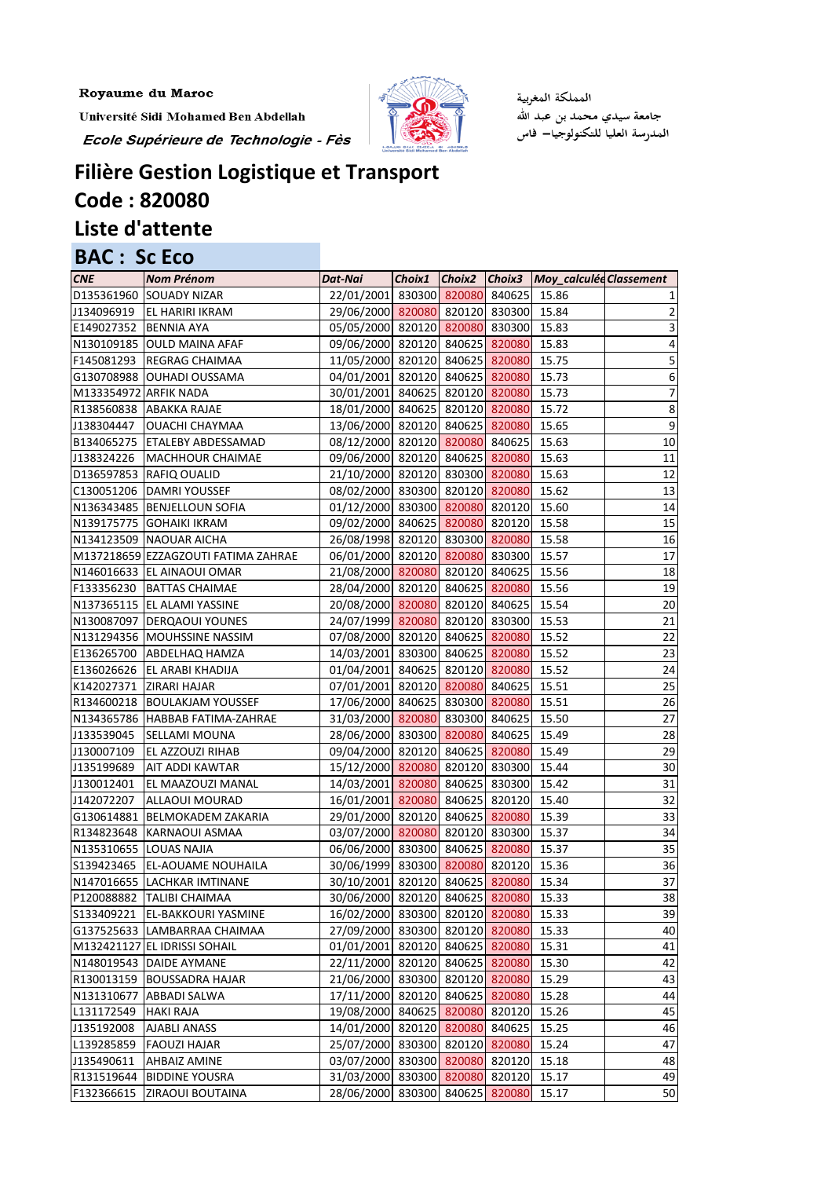Royaume du Maroc

Université Sidi Mohamed Ben Abdellah

*Ecole Supérieure de Technologie - Fès*

المملكة المغربية

جامعة سيدي محمد بن عبد الله

المدرسة العليا للتكنولوجيا– فاس

# Filière Gestion Logistique et Transport

## Code : 820080

## Liste d'attente

## BAC : Sc Eco

| CNE | Nom Prénom | Dat-Nai | Choix1 | Choix2 | Choix3 | Moy_calculée | Classement |
|---|---|---|---|---|---|---|---|
| D135361960 | SOUADY NIZAR | 22/01/2001 | 830300 | 820080 | 840625 | 15.86 | 1 |
| J134096919 | EL HARIRI IKRAM | 29/06/2000 | 820080 | 820120 | 830300 | 15.84 | 2 |
| E149027352 | BENNIA AYA | 05/05/2000 | 820120 | 820080 | 830300 | 15.83 | 3 |
| N130109185 | OULD MAINA AFAF | 09/06/2000 | 820120 | 840625 | 820080 | 15.83 | 4 |
| F145081293 | REGRAG CHAIMAA | 11/05/2000 | 820120 | 840625 | 820080 | 15.75 | 5 |
| G130708988 | OUHADI OUSSAMA | 04/01/2001 | 820120 | 840625 | 820080 | 15.73 | 6 |
| M133354972 | ARFIK NADA | 30/01/2001 | 840625 | 820120 | 820080 | 15.73 | 7 |
| R138560838 | ABAKKA RAJAE | 18/01/2000 | 840625 | 820120 | 820080 | 15.72 | 8 |
| J138304447 | OUACHI CHAYMAA | 13/06/2000 | 820120 | 840625 | 820080 | 15.65 | 9 |
| B134065275 | ETALEBY ABDESSAMAD | 08/12/2000 | 820120 | 820080 | 840625 | 15.63 | 10 |
| J138324226 | MACHHOUR CHAIMAE | 09/06/2000 | 820120 | 840625 | 820080 | 15.63 | 11 |
| D136597853 | RAFIQ OUALID | 21/10/2000 | 820120 | 830300 | 820080 | 15.63 | 12 |
| C130051206 | DAMRI YOUSSEF | 08/02/2000 | 830300 | 820120 | 820080 | 15.62 | 13 |
| N136343485 | BENJELLOUN SOFIA | 01/12/2000 | 830300 | 820080 | 820120 | 15.60 | 14 |
| N139175775 | GOHAIKI IKRAM | 09/02/2000 | 840625 | 820080 | 820120 | 15.58 | 15 |
| N134123509 | NAOUAR AICHA | 26/08/1998 | 820120 | 830300 | 820080 | 15.58 | 16 |
| M137218659 | EZZAGZOUTI FATIMA ZAHRAE | 06/01/2000 | 820120 | 820080 | 830300 | 15.57 | 17 |
| N146016633 | EL AINAOUI OMAR | 21/08/2000 | 820080 | 820120 | 840625 | 15.56 | 18 |
| F133356230 | BATTAS CHAIMAE | 28/04/2000 | 820120 | 840625 | 820080 | 15.56 | 19 |
| N137365115 | EL ALAMI YASSINE | 20/08/2000 | 820080 | 820120 | 840625 | 15.54 | 20 |
| N130087097 | DERQAOUI YOUNES | 24/07/1999 | 820080 | 820120 | 830300 | 15.53 | 21 |
| N131294356 | MOUHSSINE NASSIM | 07/08/2000 | 820120 | 840625 | 820080 | 15.52 | 22 |
| E136265700 | ABDELHAQ HAMZA | 14/03/2001 | 830300 | 840625 | 820080 | 15.52 | 23 |
| E136026626 | EL ARABI KHADIJA | 01/04/2001 | 840625 | 820120 | 820080 | 15.52 | 24 |
| K142027371 | ZIRARI HAJAR | 07/01/2001 | 820120 | 820080 | 840625 | 15.51 | 25 |
| R134600218 | BOULAKJAM YOUSSEF | 17/06/2000 | 840625 | 830300 | 820080 | 15.51 | 26 |
| N134365786 | HABBAB FATIMA-ZAHRAE | 31/03/2000 | 820080 | 830300 | 840625 | 15.50 | 27 |
| J133539045 | SELLAMI MOUNA | 28/06/2000 | 830300 | 820080 | 840625 | 15.49 | 28 |
| J130007109 | EL AZZOUZI RIHAB | 09/04/2000 | 820120 | 840625 | 820080 | 15.49 | 29 |
| J135199689 | AIT ADDI KAWTAR | 15/12/2000 | 820080 | 820120 | 830300 | 15.44 | 30 |
| J130012401 | EL MAAZOUZI MANAL | 14/03/2001 | 820080 | 840625 | 830300 | 15.42 | 31 |
| J142072207 | ALLAOUI MOURAD | 16/01/2001 | 820080 | 840625 | 820120 | 15.40 | 32 |
| G130614881 | BELMOKADEM ZAKARIA | 29/01/2000 | 820120 | 840625 | 820080 | 15.39 | 33 |
| R134823648 | KARNAOUI ASMAA | 03/07/2000 | 820080 | 820120 | 830300 | 15.37 | 34 |
| N135310655 | LOUAS NAJIA | 06/06/2000 | 830300 | 840625 | 820080 | 15.37 | 35 |
| S139423465 | EL-AOUAME NOUHAILA | 30/06/1999 | 830300 | 820080 | 820120 | 15.36 | 36 |
| N147016655 | LACHKAR IMTINANE | 30/10/2001 | 820120 | 840625 | 820080 | 15.34 | 37 |
| P120088882 | TALIBI CHAIMAA | 30/06/2000 | 820120 | 840625 | 820080 | 15.33 | 38 |
| S133409221 | EL-BAKKOURI YASMINE | 16/02/2000 | 830300 | 820120 | 820080 | 15.33 | 39 |
| G137525633 | LAMBARRAA CHAIMAA | 27/09/2000 | 830300 | 820120 | 820080 | 15.33 | 40 |
| M132421127 | EL IDRISSI SOHAIL | 01/01/2001 | 820120 | 840625 | 820080 | 15.31 | 41 |
| N148019543 | DAIDE AYMANE | 22/11/2000 | 820120 | 840625 | 820080 | 15.30 | 42 |
| R130013159 | BOUSSADRA HAJAR | 21/06/2000 | 830300 | 820120 | 820080 | 15.29 | 43 |
| N131310677 | ABBADI SALWA | 17/11/2000 | 820120 | 840625 | 820080 | 15.28 | 44 |
| L131172549 | HAKI RAJA | 19/08/2000 | 840625 | 820080 | 820120 | 15.26 | 45 |
| J135192008 | AJABLI ANASS | 14/01/2000 | 820120 | 820080 | 840625 | 15.25 | 46 |
| L139285859 | FAOUZI HAJAR | 25/07/2000 | 830300 | 820120 | 820080 | 15.24 | 47 |
| J135490611 | AHBAIZ AMINE | 03/07/2000 | 830300 | 820080 | 820120 | 15.18 | 48 |
| R131519644 | BIDDINE YOUSRA | 31/03/2000 | 830300 | 820080 | 820120 | 15.17 | 49 |
| F132366615 | ZIRAOUI BOUTAINA | 28/06/2000 | 830300 | 840625 | 820080 | 15.17 | 50 |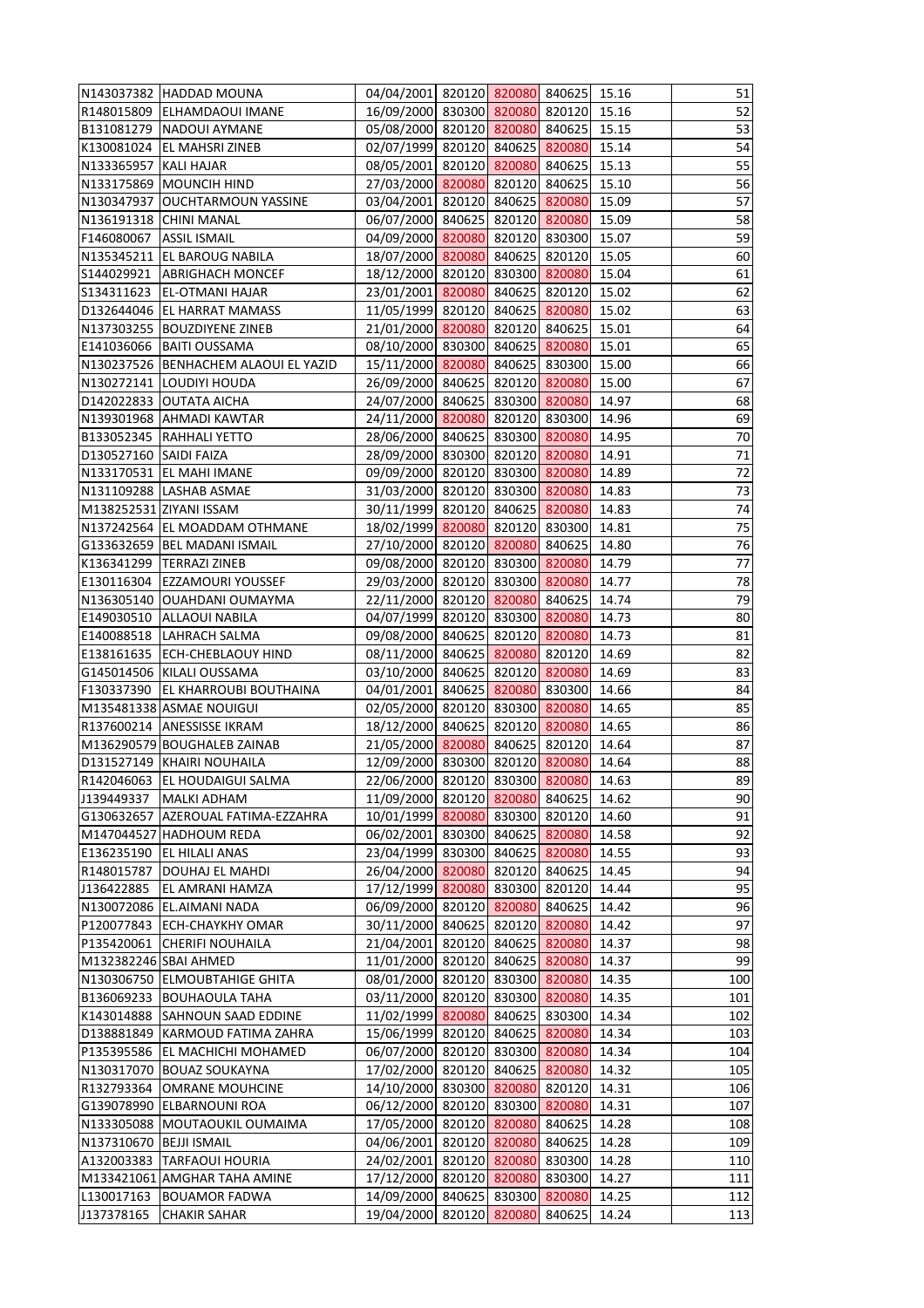| | | | | | | | |
|---|---|---|---|---|---|---|---|
| N143037382 | HADDAD MOUNA | 04/04/2001 | 820120 | 820080 | 840625 | 15.16 | 51 |
| R148015809 | ELHAMDAOUI IMANE | 16/09/2000 | 830300 | 820080 | 820120 | 15.16 | 52 |
| B131081279 | NADOUI AYMANE | 05/08/2000 | 820120 | 820080 | 840625 | 15.15 | 53 |
| K130081024 | EL MAHSRI ZINEB | 02/07/1999 | 820120 | 840625 | 820080 | 15.14 | 54 |
| N133365957 | KALI HAJAR | 08/05/2001 | 820120 | 820080 | 840625 | 15.13 | 55 |
| N133175869 | MOUNCIH HIND | 27/03/2000 | 820080 | 820120 | 840625 | 15.10 | 56 |
| N130347937 | OUCHTARMOUN YASSINE | 03/04/2001 | 820120 | 840625 | 820080 | 15.09 | 57 |
| N136191318 | CHINI MANAL | 06/07/2000 | 840625 | 820120 | 820080 | 15.09 | 58 |
| F146080067 | ASSIL ISMAIL | 04/09/2000 | 820080 | 820120 | 830300 | 15.07 | 59 |
| N135345211 | EL BAROUG NABILA | 18/07/2000 | 820080 | 840625 | 820120 | 15.05 | 60 |
| S144029921 | ABRIGHACH MONCEF | 18/12/2000 | 820120 | 830300 | 820080 | 15.04 | 61 |
| S134311623 | EL-OTMANI HAJAR | 23/01/2001 | 820080 | 840625 | 820120 | 15.02 | 62 |
| D132644046 | EL HARRAT MAMASS | 11/05/1999 | 820120 | 840625 | 820080 | 15.02 | 63 |
| N137303255 | BOUZDIYENE ZINEB | 21/01/2000 | 820080 | 820120 | 840625 | 15.01 | 64 |
| E141036066 | BAITI OUSSAMA | 08/10/2000 | 830300 | 840625 | 820080 | 15.01 | 65 |
| N130237526 | BENHACHEM ALAOUI EL YAZID | 15/11/2000 | 820080 | 840625 | 830300 | 15.00 | 66 |
| N130272141 | LOUDIYI HOUDA | 26/09/2000 | 840625 | 820120 | 820080 | 15.00 | 67 |
| D142022833 | OUTATA AICHA | 24/07/2000 | 840625 | 830300 | 820080 | 14.97 | 68 |
| N139301968 | AHMADI KAWTAR | 24/11/2000 | 820080 | 820120 | 830300 | 14.96 | 69 |
| B133052345 | RAHHALI YETTO | 28/06/2000 | 840625 | 830300 | 820080 | 14.95 | 70 |
| D130527160 | SAIDI FAIZA | 28/09/2000 | 830300 | 820120 | 820080 | 14.91 | 71 |
| N133170531 | EL MAHI IMANE | 09/09/2000 | 820120 | 830300 | 820080 | 14.89 | 72 |
| N131109288 | LASHAB ASMAE | 31/03/2000 | 820120 | 830300 | 820080 | 14.83 | 73 |
| M138252531 | ZIYANI ISSAM | 30/11/1999 | 820120 | 840625 | 820080 | 14.83 | 74 |
| N137242564 | EL MOADDAM OTHMANE | 18/02/1999 | 820080 | 820120 | 830300 | 14.81 | 75 |
| G133632659 | BEL MADANI ISMAIL | 27/10/2000 | 820120 | 820080 | 840625 | 14.80 | 76 |
| K136341299 | TERRAZI ZINEB | 09/08/2000 | 820120 | 830300 | 820080 | 14.79 | 77 |
| E130116304 | EZZAMOURI YOUSSEF | 29/03/2000 | 820120 | 830300 | 820080 | 14.77 | 78 |
| N136305140 | OUAHDANI OUMAYMA | 22/11/2000 | 820120 | 820080 | 840625 | 14.74 | 79 |
| E149030510 | ALLAOUI NABILA | 04/07/1999 | 820120 | 830300 | 820080 | 14.73 | 80 |
| E140088518 | LAHRACH SALMA | 09/08/2000 | 840625 | 820120 | 820080 | 14.73 | 81 |
| E138161635 | ECH-CHEBLAOUY HIND | 08/11/2000 | 840625 | 820080 | 820120 | 14.69 | 82 |
| G145014506 | KILALI OUSSAMA | 03/10/2000 | 840625 | 820120 | 820080 | 14.69 | 83 |
| F130337390 | EL KHARROUBI BOUTHAINA | 04/01/2001 | 840625 | 820080 | 830300 | 14.66 | 84 |
| M135481338 | ASMAE NOUIGUI | 02/05/2000 | 820120 | 830300 | 820080 | 14.65 | 85 |
| R137600214 | ANESSISSE IKRAM | 18/12/2000 | 840625 | 820120 | 820080 | 14.65 | 86 |
| M136290579 | BOUGHALEB ZAINAB | 21/05/2000 | 820080 | 840625 | 820120 | 14.64 | 87 |
| D131527149 | KHAIRI NOUHAILA | 12/09/2000 | 830300 | 820120 | 820080 | 14.64 | 88 |
| R142046063 | EL HOUDAIGUI SALMA | 22/06/2000 | 820120 | 830300 | 820080 | 14.63 | 89 |
| J139449337 | MALKI ADHAM | 11/09/2000 | 820120 | 820080 | 840625 | 14.62 | 90 |
| G130632657 | AZEROUAL FATIMA-EZZAHRA | 10/01/1999 | 820080 | 830300 | 820120 | 14.60 | 91 |
| M147044527 | HADHOUM REDA | 06/02/2001 | 830300 | 840625 | 820080 | 14.58 | 92 |
| E136235190 | EL HILALI ANAS | 23/04/1999 | 830300 | 840625 | 820080 | 14.55 | 93 |
| R148015787 | DOUHAJ EL MAHDI | 26/04/2000 | 820080 | 820120 | 840625 | 14.45 | 94 |
| J136422885 | EL AMRANI HAMZA | 17/12/1999 | 820080 | 830300 | 820120 | 14.44 | 95 |
| N130072086 | EL.AIMANI NADA | 06/09/2000 | 820120 | 820080 | 840625 | 14.42 | 96 |
| P120077843 | ECH-CHAYKHY OMAR | 30/11/2000 | 840625 | 820120 | 820080 | 14.42 | 97 |
| P135420061 | CHERIFI NOUHAILA | 21/04/2001 | 820120 | 840625 | 820080 | 14.37 | 98 |
| M132382246 | SBAI AHMED | 11/01/2000 | 820120 | 840625 | 820080 | 14.37 | 99 |
| N130306750 | ELMOUBTAHIGE GHITA | 08/01/2000 | 820120 | 830300 | 820080 | 14.35 | 100 |
| B136069233 | BOUHAOULA TAHA | 03/11/2000 | 820120 | 830300 | 820080 | 14.35 | 101 |
| K143014888 | SAHNOUN SAAD EDDINE | 11/02/1999 | 820080 | 840625 | 830300 | 14.34 | 102 |
| D138881849 | KARMOUD FATIMA ZAHRA | 15/06/1999 | 820120 | 840625 | 820080 | 14.34 | 103 |
| P135395586 | EL MACHICHI MOHAMED | 06/07/2000 | 820120 | 830300 | 820080 | 14.34 | 104 |
| N130317070 | BOUAZ SOUKAYNA | 17/02/2000 | 820120 | 840625 | 820080 | 14.32 | 105 |
| R132793364 | OMRANE MOUHCINE | 14/10/2000 | 830300 | 820080 | 820120 | 14.31 | 106 |
| G139078990 | ELBARNOUNI ROA | 06/12/2000 | 820120 | 830300 | 820080 | 14.31 | 107 |
| N133305088 | MOUTAOUKIL OUMAIMA | 17/05/2000 | 820120 | 820080 | 840625 | 14.28 | 108 |
| N137310670 | BEJJI ISMAIL | 04/06/2001 | 820120 | 820080 | 840625 | 14.28 | 109 |
| A132003383 | TARFAOUI HOURIA | 24/02/2001 | 820120 | 820080 | 830300 | 14.28 | 110 |
| M133421061 | AMGHAR TAHA AMINE | 17/12/2000 | 820120 | 820080 | 830300 | 14.27 | 111 |
| L130017163 | BOUAMOR FADWA | 14/09/2000 | 840625 | 830300 | 820080 | 14.25 | 112 |
| J137378165 | CHAKIR SAHAR | 19/04/2000 | 820120 | 820080 | 840625 | 14.24 | 113 |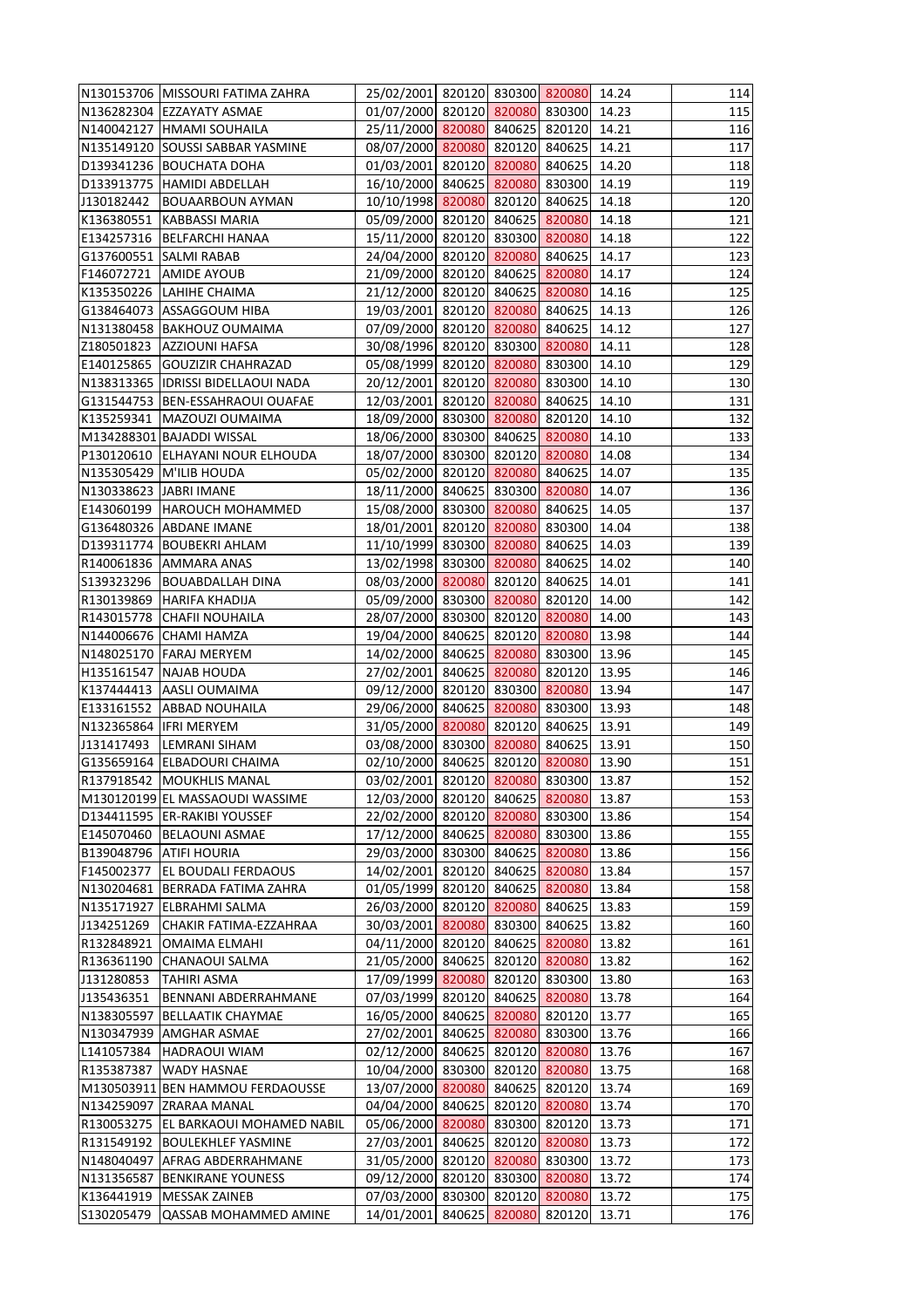| | | | | | | | | |
|---|---|---|---|---|---|---|---|---|
| N130153706 | MISSOURI FATIMA ZAHRA | 25/02/2001 | 820120 | 830300 | 820080 | 14.24 | | 114 |
| N136282304 | EZZAYATY ASMAE | 01/07/2000 | 820120 | 820080 | 830300 | 14.23 | | 115 |
| N140042127 | HMAMI SOUHAILA | 25/11/2000 | 820080 | 840625 | 820120 | 14.21 | | 116 |
| N135149120 | SOUSSI SABBAR YASMINE | 08/07/2000 | 820080 | 820120 | 840625 | 14.21 | | 117 |
| D139341236 | BOUCHATA DOHA | 01/03/2001 | 820120 | 820080 | 840625 | 14.20 | | 118 |
| D133913775 | HAMIDI ABDELLAH | 16/10/2000 | 840625 | 820080 | 830300 | 14.19 | | 119 |
| J130182442 | BOUAARBOUN AYMAN | 10/10/1998 | 820080 | 820120 | 840625 | 14.18 | | 120 |
| K136380551 | KABBASSI MARIA | 05/09/2000 | 820120 | 840625 | 820080 | 14.18 | | 121 |
| E134257316 | BELFARCHI HANAA | 15/11/2000 | 820120 | 830300 | 820080 | 14.18 | | 122 |
| G137600551 | SALMI RABAB | 24/04/2000 | 820120 | 820080 | 840625 | 14.17 | | 123 |
| F146072721 | AMIDE AYOUB | 21/09/2000 | 820120 | 840625 | 820080 | 14.17 | | 124 |
| K135350226 | LAHIHE CHAIMA | 21/12/2000 | 820120 | 840625 | 820080 | 14.16 | | 125 |
| G138464073 | ASSAGGOUM HIBA | 19/03/2001 | 820120 | 820080 | 840625 | 14.13 | | 126 |
| N131380458 | BAKHOUZ OUMAIMA | 07/09/2000 | 820120 | 820080 | 840625 | 14.12 | | 127 |
| Z180501823 | AZZIOUNI HAFSA | 30/08/1996 | 820120 | 830300 | 820080 | 14.11 | | 128 |
| E140125865 | GOUZIZIR CHAHRAZAD | 05/08/1999 | 820120 | 820080 | 830300 | 14.10 | | 129 |
| N138313365 | IDRISSI BIDELLAOUI NADA | 20/12/2001 | 820120 | 820080 | 830300 | 14.10 | | 130 |
| G131544753 | BEN-ESSAHRAOUI OUAFAE | 12/03/2001 | 820120 | 820080 | 840625 | 14.10 | | 131 |
| K135259341 | MAZOUZI OUMAIMA | 18/09/2000 | 830300 | 820080 | 820120 | 14.10 | | 132 |
| M134288301 | BAJADDI WISSAL | 18/06/2000 | 830300 | 840625 | 820080 | 14.10 | | 133 |
| P130120610 | ELHAYANI NOUR ELHOUDA | 18/07/2000 | 830300 | 820120 | 820080 | 14.08 | | 134 |
| N135305429 | M'ILIB HOUDA | 05/02/2000 | 820120 | 820080 | 840625 | 14.07 | | 135 |
| N130338623 | JABRI IMANE | 18/11/2000 | 840625 | 830300 | 820080 | 14.07 | | 136 |
| E143060199 | HAROUCH MOHAMMED | 15/08/2000 | 830300 | 820080 | 840625 | 14.05 | | 137 |
| G136480326 | ABDANE IMANE | 18/01/2001 | 820120 | 820080 | 830300 | 14.04 | | 138 |
| D139311774 | BOUBEKRI AHLAM | 11/10/1999 | 830300 | 820080 | 840625 | 14.03 | | 139 |
| R140061836 | AMMARA ANAS | 13/02/1998 | 830300 | 820080 | 840625 | 14.02 | | 140 |
| S139323296 | BOUABDALLAH DINA | 08/03/2000 | 820080 | 820120 | 840625 | 14.01 | | 141 |
| R130139869 | HARIFA KHADIJA | 05/09/2000 | 830300 | 820080 | 820120 | 14.00 | | 142 |
| R143015778 | CHAFII NOUHAILA | 28/07/2000 | 830300 | 820120 | 820080 | 14.00 | | 143 |
| N144006676 | CHAMI HAMZA | 19/04/2000 | 840625 | 820120 | 820080 | 13.98 | | 144 |
| N148025170 | FARAJ MERYEM | 14/02/2000 | 840625 | 820080 | 830300 | 13.96 | | 145 |
| H135161547 | NAJAB HOUDA | 27/02/2001 | 840625 | 820080 | 820120 | 13.95 | | 146 |
| K137444413 | AASLI OUMAIMA | 09/12/2000 | 820120 | 830300 | 820080 | 13.94 | | 147 |
| E133161552 | ABBAD NOUHAILA | 29/06/2000 | 840625 | 820080 | 830300 | 13.93 | | 148 |
| N132365864 | IFRI MERYEM | 31/05/2000 | 820080 | 820120 | 840625 | 13.91 | | 149 |
| J131417493 | LEMRANI SIHAM | 03/08/2000 | 830300 | 820080 | 840625 | 13.91 | | 150 |
| G135659164 | ELBADOURI CHAIMA | 02/10/2000 | 840625 | 820120 | 820080 | 13.90 | | 151 |
| R137918542 | MOUKHLIS MANAL | 03/02/2001 | 820120 | 820080 | 830300 | 13.87 | | 152 |
| M130120199 | EL MASSAOUDI WASSIME | 12/03/2000 | 820120 | 840625 | 820080 | 13.87 | | 153 |
| D134411595 | ER-RAKIBI YOUSSEF | 22/02/2000 | 820120 | 820080 | 830300 | 13.86 | | 154 |
| E145070460 | BELAOUNI ASMAE | 17/12/2000 | 840625 | 820080 | 830300 | 13.86 | | 155 |
| B139048796 | ATIFI HOURIA | 29/03/2000 | 830300 | 840625 | 820080 | 13.86 | | 156 |
| F145002377 | EL BOUDALI FERDAOUS | 14/02/2001 | 820120 | 840625 | 820080 | 13.84 | | 157 |
| N130204681 | BERRADA FATIMA ZAHRA | 01/05/1999 | 820120 | 840625 | 820080 | 13.84 | | 158 |
| N135171927 | ELBRAHMI SALMA | 26/03/2000 | 820120 | 820080 | 840625 | 13.83 | | 159 |
| J134251269 | CHAKIR FATIMA-EZZAHRAA | 30/03/2001 | 820080 | 830300 | 840625 | 13.82 | | 160 |
| R132848921 | OMAIMA ELMAHI | 04/11/2000 | 820120 | 840625 | 820080 | 13.82 | | 161 |
| R136361190 | CHANAOUI SALMA | 21/05/2000 | 840625 | 820120 | 820080 | 13.82 | | 162 |
| J131280853 | TAHIRI ASMA | 17/09/1999 | 820080 | 820120 | 830300 | 13.80 | | 163 |
| J135436351 | BENNANI ABDERRAHMANE | 07/03/1999 | 820120 | 840625 | 820080 | 13.78 | | 164 |
| N138305597 | BELLAATIK CHAYMAE | 16/05/2000 | 840625 | 820080 | 820120 | 13.77 | | 165 |
| N130347939 | AMGHAR ASMAE | 27/02/2001 | 840625 | 820080 | 830300 | 13.76 | | 166 |
| L141057384 | HADRAOUI WIAM | 02/12/2000 | 840625 | 820120 | 820080 | 13.76 | | 167 |
| R135387387 | WADY HASNAE | 10/04/2000 | 830300 | 820120 | 820080 | 13.75 | | 168 |
| M130503911 | BEN HAMMOU FERDAOUSSE | 13/07/2000 | 820080 | 840625 | 820120 | 13.74 | | 169 |
| N134259097 | ZRARAA MANAL | 04/04/2000 | 840625 | 820120 | 820080 | 13.74 | | 170 |
| R130053275 | EL BARKAOUI MOHAMED NABIL | 05/06/2000 | 820080 | 830300 | 820120 | 13.73 | | 171 |
| R131549192 | BOULEKHLEF YASMINE | 27/03/2001 | 840625 | 820120 | 820080 | 13.73 | | 172 |
| N148040497 | AFRAG ABDERRAHMANE | 31/05/2000 | 820120 | 820080 | 830300 | 13.72 | | 173 |
| N131356587 | BENKIRANE YOUNESS | 09/12/2000 | 820120 | 830300 | 820080 | 13.72 | | 174 |
| K136441919 | MESSAK ZAINEB | 07/03/2000 | 830300 | 820120 | 820080 | 13.72 | | 175 |
| S130205479 | QASSAB MOHAMMED AMINE | 14/01/2001 | 840625 | 820080 | 820120 | 13.71 | | 176 |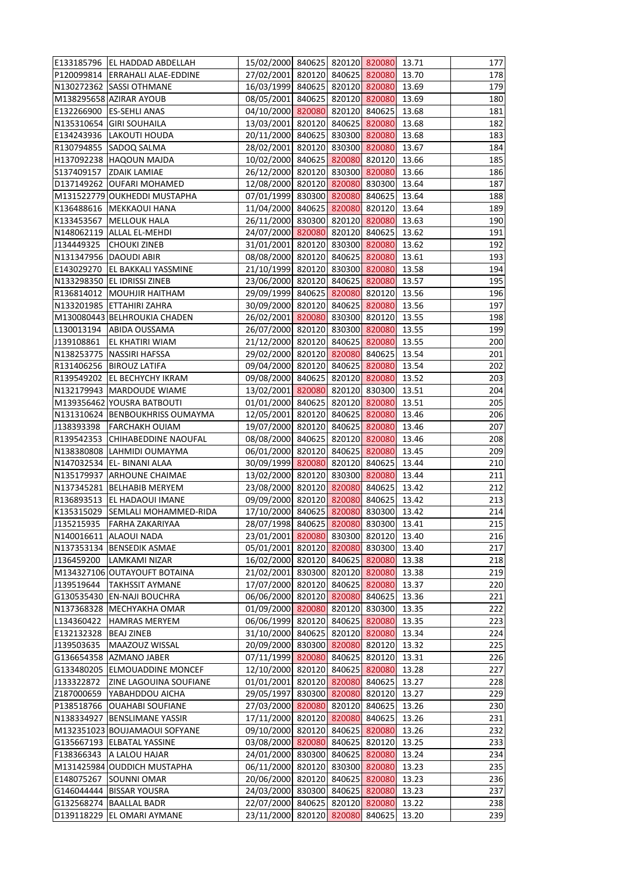| | | | | | | | |
|---|---|---|---|---|---|---|---|
| E133185796 | EL HADDAD ABDELLAH | 15/02/2000 | 840625 | 820120 | 820080 | 13.71 | 177 |
| P120099814 | ERRAHALI ALAE-EDDINE | 27/02/2001 | 820120 | 840625 | 820080 | 13.70 | 178 |
| N130272362 | SASSI OTHMANE | 16/03/1999 | 840625 | 820120 | 820080 | 13.69 | 179 |
| M138295658 | AZIRAR AYOUB | 08/05/2001 | 840625 | 820120 | 820080 | 13.69 | 180 |
| E132266900 | ES-SEHLI ANAS | 04/10/2000 | 820080 | 820120 | 840625 | 13.68 | 181 |
| N135310654 | GIRI SOUHAILA | 13/03/2001 | 820120 | 840625 | 820080 | 13.68 | 182 |
| E134243936 | LAKOUTI HOUDA | 20/11/2000 | 840625 | 830300 | 820080 | 13.68 | 183 |
| R130794855 | SADOQ SALMA | 28/02/2001 | 820120 | 830300 | 820080 | 13.67 | 184 |
| H137092238 | HAQOUN MAJDA | 10/02/2000 | 840625 | 820080 | 820120 | 13.66 | 185 |
| S137409157 | ZDAIK LAMIAE | 26/12/2000 | 820120 | 830300 | 820080 | 13.66 | 186 |
| D137149262 | OUFARI MOHAMED | 12/08/2000 | 820120 | 820080 | 830300 | 13.64 | 187 |
| M131522779 | OUKHEDDI MUSTAPHA | 07/01/1999 | 830300 | 820080 | 840625 | 13.64 | 188 |
| K136488616 | MEKKAOUI HANA | 11/04/2000 | 840625 | 820080 | 820120 | 13.64 | 189 |
| K133453567 | MELLOUK HALA | 26/11/2000 | 830300 | 820120 | 820080 | 13.63 | 190 |
| N148062119 | ALLAL EL-MEHDI | 24/07/2000 | 820080 | 820120 | 840625 | 13.62 | 191 |
| J134449325 | CHOUKI ZINEB | 31/01/2001 | 820120 | 830300 | 820080 | 13.62 | 192 |
| N131347956 | DAOUDI ABIR | 08/08/2000 | 820120 | 840625 | 820080 | 13.61 | 193 |
| E143029270 | EL BAKKALI YASSMINE | 21/10/1999 | 820120 | 830300 | 820080 | 13.58 | 194 |
| N133298350 | EL IDRISSI ZINEB | 23/06/2000 | 820120 | 840625 | 820080 | 13.57 | 195 |
| R136814012 | MOUHJIR HAITHAM | 29/09/1999 | 840625 | 820080 | 820120 | 13.56 | 196 |
| N133201985 | ETTAHIRI ZAHRA | 30/09/2000 | 820120 | 840625 | 820080 | 13.56 | 197 |
| M130080443 | BELHROUKIA CHADEN | 26/02/2001 | 820080 | 830300 | 820120 | 13.55 | 198 |
| L130013194 | ABIDA OUSSAMA | 26/07/2000 | 820120 | 830300 | 820080 | 13.55 | 199 |
| J139108861 | EL KHATIRI WIAM | 21/12/2000 | 820120 | 840625 | 820080 | 13.55 | 200 |
| N138253775 | NASSIRI HAFSSA | 29/02/2000 | 820120 | 820080 | 840625 | 13.54 | 201 |
| R131406256 | BIROUZ LATIFA | 09/04/2000 | 820120 | 840625 | 820080 | 13.54 | 202 |
| R139549202 | EL BECHYCHY IKRAM | 09/08/2000 | 840625 | 820120 | 820080 | 13.52 | 203 |
| N132179943 | MARDOUDE WIAME | 13/02/2001 | 820080 | 820120 | 830300 | 13.51 | 204 |
| M139356462 | YOUSRA BATBOUTI | 01/01/2000 | 840625 | 820120 | 820080 | 13.51 | 205 |
| N131310624 | BENBOUKHRISS OUMAYMA | 12/05/2001 | 820120 | 840625 | 820080 | 13.46 | 206 |
| J138393398 | FARCHAKH OUIAM | 19/07/2000 | 820120 | 840625 | 820080 | 13.46 | 207 |
| R139542353 | CHIHABEDDINE NAOUFAL | 08/08/2000 | 840625 | 820120 | 820080 | 13.46 | 208 |
| N138380808 | LAHMIDI OUMAYMA | 06/01/2000 | 820120 | 840625 | 820080 | 13.45 | 209 |
| N147032534 | EL- BINANI ALAA | 30/09/1999 | 820080 | 820120 | 840625 | 13.44 | 210 |
| N135179937 | ARHOUNE CHAIMAE | 13/02/2000 | 820120 | 830300 | 820080 | 13.44 | 211 |
| N137345281 | BELHABIB MERYEM | 23/08/2000 | 820120 | 820080 | 840625 | 13.42 | 212 |
| R136893513 | EL HADAOUI IMANE | 09/09/2000 | 820120 | 820080 | 840625 | 13.42 | 213 |
| K135315029 | SEMLALI MOHAMMED-RIDA | 17/10/2000 | 840625 | 820080 | 830300 | 13.42 | 214 |
| J135215935 | FARHA ZAKARIYAA | 28/07/1998 | 840625 | 820080 | 830300 | 13.41 | 215 |
| N140016611 | ALAOUI NADA | 23/01/2001 | 820080 | 830300 | 820120 | 13.40 | 216 |
| N137353134 | BENSEDIK ASMAE | 05/01/2001 | 820120 | 820080 | 830300 | 13.40 | 217 |
| J136459200 | LAMKAMI NIZAR | 16/02/2000 | 820120 | 840625 | 820080 | 13.38 | 218 |
| M134327106 | OUTAYOUFT BOTAINA | 21/02/2001 | 830300 | 820120 | 820080 | 13.38 | 219 |
| J139519644 | TAKHSSIT AYMANE | 17/07/2000 | 820120 | 840625 | 820080 | 13.37 | 220 |
| G130535430 | EN-NAJI BOUCHRA | 06/06/2000 | 820120 | 820080 | 840625 | 13.36 | 221 |
| N137368328 | MECHYAKHA OMAR | 01/09/2000 | 820080 | 820120 | 830300 | 13.35 | 222 |
| L134360422 | HAMRAS MERYEM | 06/06/1999 | 820120 | 840625 | 820080 | 13.35 | 223 |
| E132132328 | BEAJ ZINEB | 31/10/2000 | 840625 | 820120 | 820080 | 13.34 | 224 |
| J139503635 | MAAZOUZ WISSAL | 20/09/2000 | 830300 | 820080 | 820120 | 13.32 | 225 |
| G136654358 | AZMANO JABER | 07/11/1999 | 820080 | 840625 | 820120 | 13.31 | 226 |
| G133480205 | ELMOUADDINE MONCEF | 12/10/2000 | 820120 | 840625 | 820080 | 13.28 | 227 |
| J133322872 | ZINE LAGOUINA SOUFIANE | 01/01/2001 | 820120 | 820080 | 840625 | 13.27 | 228 |
| Z187000659 | YABAHDDOU AICHA | 29/05/1997 | 830300 | 820080 | 820120 | 13.27 | 229 |
| P138518766 | OUAHABI SOUFIANE | 27/03/2000 | 820080 | 820120 | 840625 | 13.26 | 230 |
| N138334927 | BENSLIMANE YASSIR | 17/11/2000 | 820120 | 820080 | 840625 | 13.26 | 231 |
| M132351023 | BOUJAMAOUI SOFYANE | 09/10/2000 | 820120 | 840625 | 820080 | 13.26 | 232 |
| G135667193 | ELBATAL YASSINE | 03/08/2000 | 820080 | 840625 | 820120 | 13.25 | 233 |
| F138366343 | A LALOU HAJAR | 24/01/2000 | 830300 | 840625 | 820080 | 13.24 | 234 |
| M131425984 | OUDDICH MUSTAPHA | 06/11/2000 | 820120 | 830300 | 820080 | 13.23 | 235 |
| E148075267 | SOUNNI OMAR | 20/06/2000 | 820120 | 840625 | 820080 | 13.23 | 236 |
| G146044444 | BISSAR YOUSRA | 24/03/2000 | 830300 | 840625 | 820080 | 13.23 | 237 |
| G132568274 | BAALLAL BADR | 22/07/2000 | 840625 | 820120 | 820080 | 13.22 | 238 |
| D139118229 | EL OMARI AYMANE | 23/11/2000 | 820120 | 820080 | 840625 | 13.20 | 239 |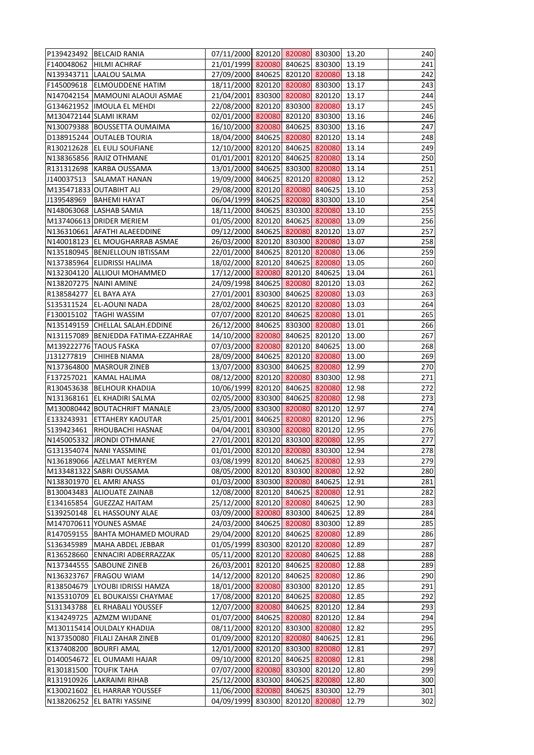| | | | | | | | | |
|---|---|---|---|---|---|---|---|---|
| P139423492 | BELCAID RANIA | 07/11/2000 | 820120 | 820080 | 830300 | 13.20 | | 240 |
| F140048062 | HILMI ACHRAF | 21/01/1999 | 820080 | 840625 | 830300 | 13.19 | | 241 |
| N139343711 | LAALOU SALMA | 27/09/2000 | 840625 | 820120 | 820080 | 13.18 | | 242 |
| F145009618 | ELMOUDDENE HATIM | 18/11/2000 | 820120 | 820080 | 830300 | 13.17 | | 243 |
| N147042154 | MAMOUNI ALAOUI ASMAE | 21/04/2001 | 830300 | 820080 | 820120 | 13.17 | | 244 |
| G134621952 | IMOULA EL MEHDI | 22/08/2000 | 820120 | 830300 | 820080 | 13.17 | | 245 |
| M130472144 | SLAMI IKRAM | 02/01/2000 | 820080 | 820120 | 830300 | 13.16 | | 246 |
| N130079388 | BOUSSETTA OUMAIMA | 16/10/2000 | 820080 | 840625 | 830300 | 13.16 | | 247 |
| D138915244 | OUTALEB TOURIA | 18/04/2000 | 840625 | 820080 | 820120 | 13.14 | | 248 |
| R130212628 | EL EULJ SOUFIANE | 12/10/2000 | 820120 | 840625 | 820080 | 13.14 | | 249 |
| N138365856 | RAJIZ OTHMANE | 01/01/2001 | 820120 | 840625 | 820080 | 13.14 | | 250 |
| R131312698 | KARBA OUSSAMA | 13/01/2000 | 840625 | 830300 | 820080 | 13.14 | | 251 |
| J140037513 | SALAMAT HANAN | 19/09/2000 | 840625 | 820120 | 820080 | 13.12 | | 252 |
| M135471833 | OUTABIHT ALI | 29/08/2000 | 820120 | 820080 | 840625 | 13.10 | | 253 |
| J139548969 | BAHEMI HAYAT | 06/04/1999 | 840625 | 820080 | 830300 | 13.10 | | 254 |
| N148063068 | LASHAB SAMIA | 18/11/2000 | 840625 | 830300 | 820080 | 13.10 | | 255 |
| M137406613 | DRIDER MERIEM | 01/05/2000 | 820120 | 840625 | 820080 | 13.09 | | 256 |
| N136310661 | AFATHI ALAEEDDINE | 09/12/2000 | 840625 | 820080 | 820120 | 13.07 | | 257 |
| N140018123 | EL MOUGHARRAB ASMAE | 26/03/2000 | 820120 | 830300 | 820080 | 13.07 | | 258 |
| N135180945 | BENJELLOUN IBTISSAM | 22/01/2000 | 840625 | 820120 | 820080 | 13.06 | | 259 |
| N137385964 | ELIDRISSI HALIMA | 18/02/2000 | 820120 | 840625 | 820080 | 13.05 | | 260 |
| N132304120 | ALLIOUI MOHAMMED | 17/12/2000 | 820080 | 820120 | 840625 | 13.04 | | 261 |
| N138207275 | NAINI AMINE | 24/09/1998 | 840625 | 820080 | 820120 | 13.03 | | 262 |
| R138584277 | EL BAYA AYA | 27/01/2001 | 830300 | 840625 | 820080 | 13.03 | | 263 |
| S135311524 | EL-AOUNI NADA | 28/02/2000 | 840625 | 820120 | 820080 | 13.03 | | 264 |
| F130015102 | TAGHI WASSIM | 07/07/2000 | 820120 | 840625 | 820080 | 13.01 | | 265 |
| N135149159 | CHELLAL SALAH.EDDINE | 26/12/2000 | 840625 | 830300 | 820080 | 13.01 | | 266 |
| N131157089 | BENJEDDA FATIMA-EZZAHRAE | 14/10/2000 | 820080 | 840625 | 820120 | 13.00 | | 267 |
| M139222776 | TAOUS FASKA | 07/03/2000 | 820080 | 820120 | 840625 | 13.00 | | 268 |
| J131277819 | CHIHEB NIAMA | 28/09/2000 | 840625 | 820120 | 820080 | 13.00 | | 269 |
| N137364800 | MASROUR ZINEB | 13/07/2000 | 830300 | 840625 | 820080 | 12.99 | | 270 |
| F137257021 | KAMAL HALIMA | 08/12/2000 | 820120 | 820080 | 830300 | 12.98 | | 271 |
| R130453638 | BELHOUR KHADIJA | 10/06/1999 | 820120 | 840625 | 820080 | 12.98 | | 272 |
| N131368161 | EL KHADIRI SALMA | 02/05/2000 | 830300 | 840625 | 820080 | 12.98 | | 273 |
| M130080442 | BOUTACHRIFT MANALE | 23/05/2000 | 830300 | 820080 | 820120 | 12.97 | | 274 |
| E133243931 | ETTAHERY KAOUTAR | 25/01/2001 | 840625 | 820080 | 820120 | 12.96 | | 275 |
| S139423461 | RHOUBACHI HASNAE | 04/04/2001 | 830300 | 820080 | 820120 | 12.95 | | 276 |
| N145005332 | JRONDI OTHMANE | 27/01/2001 | 820120 | 830300 | 820080 | 12.95 | | 277 |
| G131354074 | NANI YASSMINE | 01/01/2000 | 820120 | 820080 | 830300 | 12.94 | | 278 |
| N136189066 | AZELMAT MERYEM | 03/08/1999 | 820120 | 840625 | 820080 | 12.93 | | 279 |
| M133481322 | SABRI OUSSAMA | 08/05/2000 | 820120 | 830300 | 820080 | 12.92 | | 280 |
| N138301970 | EL AMRI ANASS | 01/03/2000 | 830300 | 820080 | 840625 | 12.91 | | 281 |
| B130043483 | ALIOUATE ZAINAB | 12/08/2000 | 820120 | 840625 | 820080 | 12.91 | | 282 |
| E134165854 | GUEZZAZ HAITAM | 25/12/2000 | 820120 | 820080 | 840625 | 12.90 | | 283 |
| S139250148 | EL HASSOUNY ALAE | 03/09/2000 | 820080 | 830300 | 840625 | 12.89 | | 284 |
| M147070611 | YOUNES ASMAE | 24/03/2000 | 840625 | 820080 | 830300 | 12.89 | | 285 |
| R147059155 | BAHTA MOHAMED MOURAD | 29/04/2000 | 820120 | 840625 | 820080 | 12.89 | | 286 |
| S136345989 | MAHA ABDEL JEBBAR | 01/05/1999 | 830300 | 820120 | 820080 | 12.89 | | 287 |
| R136528660 | ENNACIRI ADBERRAZZAK | 05/11/2000 | 820120 | 820080 | 840625 | 12.88 | | 288 |
| N137344555 | SABOUNE ZINEB | 26/03/2001 | 820120 | 840625 | 820080 | 12.88 | | 289 |
| N136323767 | FRAGOU WIAM | 14/12/2000 | 820120 | 840625 | 820080 | 12.86 | | 290 |
| R138504679 | LYOUBI IDRISSI HAMZA | 18/01/2000 | 820080 | 830300 | 820120 | 12.85 | | 291 |
| N135310709 | EL BOUKAISSI CHAYMAE | 17/08/2000 | 820120 | 840625 | 820080 | 12.85 | | 292 |
| S131343788 | EL RHABALI YOUSSEF | 12/07/2000 | 820080 | 840625 | 820120 | 12.84 | | 293 |
| K134249725 | AZMZM WIJDANE | 01/07/2000 | 840625 | 820080 | 820120 | 12.84 | | 294 |
| M130115414 | OULDALY KHADIJA | 08/11/2000 | 820120 | 830300 | 820080 | 12.82 | | 295 |
| N137350080 | FILALI ZAHAR ZINEB | 01/09/2000 | 820120 | 820080 | 840625 | 12.81 | | 296 |
| K137408200 | BOURFI AMAL | 12/01/2000 | 820120 | 830300 | 820080 | 12.81 | | 297 |
| D140054672 | EL OUMAMI HAJAR | 09/10/2000 | 820120 | 840625 | 820080 | 12.81 | | 298 |
| R130181500 | TOUFIK TAHA | 07/07/2000 | 820080 | 830300 | 820120 | 12.80 | | 299 |
| R131910926 | LAKRAIMI RIHAB | 25/12/2000 | 830300 | 840625 | 820080 | 12.80 | | 300 |
| K130021602 | EL HARRAR YOUSSEF | 11/06/2000 | 820080 | 840625 | 830300 | 12.79 | | 301 |
| N138206252 | EL BATRI YASSINE | 04/09/1999 | 830300 | 820120 | 820080 | 12.79 | | 302 |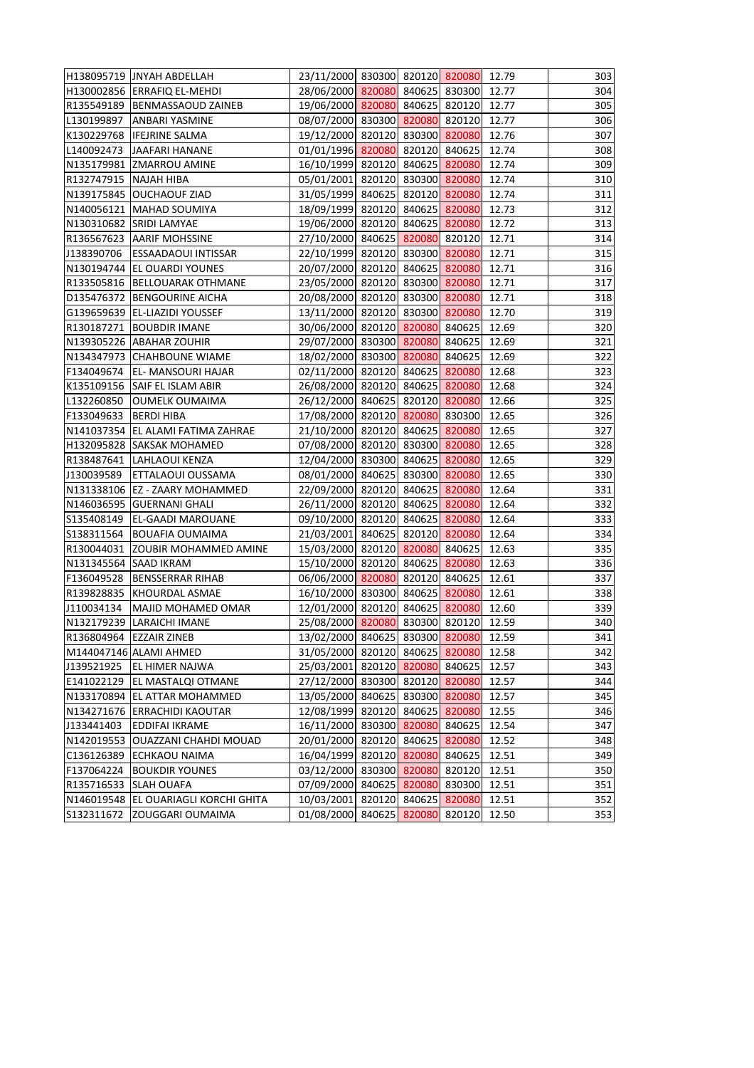| | | | | | | | |
|---|---|---|---|---|---|---|---|
| H138095719 | JNYAH ABDELLAH | 23/11/2000 | 830300 | 820120 | 820080 | 12.79 | 303 |
| H130002856 | ERRAFIQ EL-MEHDI | 28/06/2000 | 820080 | 840625 | 830300 | 12.77 | 304 |
| R135549189 | BENMASSAOUD ZAINEB | 19/06/2000 | 820080 | 840625 | 820120 | 12.77 | 305 |
| L130199897 | ANBARI YASMINE | 08/07/2000 | 830300 | 820080 | 820120 | 12.77 | 306 |
| K130229768 | IFEJRINE SALMA | 19/12/2000 | 820120 | 830300 | 820080 | 12.76 | 307 |
| L140092473 | JAAFARI HANANE | 01/01/1996 | 820080 | 820120 | 840625 | 12.74 | 308 |
| N135179981 | ZMARROU AMINE | 16/10/1999 | 820120 | 840625 | 820080 | 12.74 | 309 |
| R132747915 | NAJAH HIBA | 05/01/2001 | 820120 | 830300 | 820080 | 12.74 | 310 |
| N139175845 | OUCHAOUF ZIAD | 31/05/1999 | 840625 | 820120 | 820080 | 12.74 | 311 |
| N140056121 | MAHAD SOUMIYA | 18/09/1999 | 820120 | 840625 | 820080 | 12.73 | 312 |
| N130310682 | SRIDI LAMYAE | 19/06/2000 | 820120 | 840625 | 820080 | 12.72 | 313 |
| R136567623 | AARIF MOHSSINE | 27/10/2000 | 840625 | 820080 | 820120 | 12.71 | 314 |
| J138390706 | ESSAADAOUI INTISSAR | 22/10/1999 | 820120 | 830300 | 820080 | 12.71 | 315 |
| N130194744 | EL OUARDI YOUNES | 20/07/2000 | 820120 | 840625 | 820080 | 12.71 | 316 |
| R133505816 | BELLOUARAK OTHMANE | 23/05/2000 | 820120 | 830300 | 820080 | 12.71 | 317 |
| D135476372 | BENGOURINE AICHA | 20/08/2000 | 820120 | 830300 | 820080 | 12.71 | 318 |
| G139659639 | EL-LIAZIDI YOUSSEF | 13/11/2000 | 820120 | 830300 | 820080 | 12.70 | 319 |
| R130187271 | BOUBDIR IMANE | 30/06/2000 | 820120 | 820080 | 840625 | 12.69 | 320 |
| N139305226 | ABAHAR ZOUHIR | 29/07/2000 | 830300 | 820080 | 840625 | 12.69 | 321 |
| N134347973 | CHAHBOUNE WIAME | 18/02/2000 | 830300 | 820080 | 840625 | 12.69 | 322 |
| F134049674 | EL- MANSOURI HAJAR | 02/11/2000 | 820120 | 840625 | 820080 | 12.68 | 323 |
| K135109156 | SAIF EL ISLAM ABIR | 26/08/2000 | 820120 | 840625 | 820080 | 12.68 | 324 |
| L132260850 | OUMELK OUMAIMA | 26/12/2000 | 840625 | 820120 | 820080 | 12.66 | 325 |
| F133049633 | BERDI HIBA | 17/08/2000 | 820120 | 820080 | 830300 | 12.65 | 326 |
| N141037354 | EL ALAMI FATIMA ZAHRAE | 21/10/2000 | 820120 | 840625 | 820080 | 12.65 | 327 |
| H132095828 | SAKSAK MOHAMED | 07/08/2000 | 820120 | 830300 | 820080 | 12.65 | 328 |
| R138487641 | LAHLAOUI KENZA | 12/04/2000 | 830300 | 840625 | 820080 | 12.65 | 329 |
| J130039589 | ETTALAOUI OUSSAMA | 08/01/2000 | 840625 | 830300 | 820080 | 12.65 | 330 |
| N131338106 | EZ - ZAARY MOHAMMED | 22/09/2000 | 820120 | 840625 | 820080 | 12.64 | 331 |
| N146036595 | GUERNANI GHALI | 26/11/2000 | 820120 | 840625 | 820080 | 12.64 | 332 |
| S135408149 | EL-GAADI MAROUANE | 09/10/2000 | 820120 | 840625 | 820080 | 12.64 | 333 |
| S138311564 | BOUAFIA OUMAIMA | 21/03/2001 | 840625 | 820120 | 820080 | 12.64 | 334 |
| R130044031 | ZOUBIR MOHAMMED AMINE | 15/03/2000 | 820120 | 820080 | 840625 | 12.63 | 335 |
| N131345564 | SAAD IKRAM | 15/10/2000 | 820120 | 840625 | 820080 | 12.63 | 336 |
| F136049528 | BENSSERRAR RIHAB | 06/06/2000 | 820080 | 820120 | 840625 | 12.61 | 337 |
| R139828835 | KHOURDAL ASMAE | 16/10/2000 | 830300 | 840625 | 820080 | 12.61 | 338 |
| J110034134 | MAJID MOHAMED OMAR | 12/01/2000 | 820120 | 840625 | 820080 | 12.60 | 339 |
| N132179239 | LARAICHI IMANE | 25/08/2000 | 820080 | 830300 | 820120 | 12.59 | 340 |
| R136804964 | EZZAIR ZINEB | 13/02/2000 | 840625 | 830300 | 820080 | 12.59 | 341 |
| M144047146 | ALAMI AHMED | 31/05/2000 | 820120 | 840625 | 820080 | 12.58 | 342 |
| J139521925 | EL HIMER NAJWA | 25/03/2001 | 820120 | 820080 | 840625 | 12.57 | 343 |
| E141022129 | EL MASTALQI OTMANE | 27/12/2000 | 830300 | 820120 | 820080 | 12.57 | 344 |
| N133170894 | EL ATTAR MOHAMMED | 13/05/2000 | 840625 | 830300 | 820080 | 12.57 | 345 |
| N134271676 | ERRACHIDI KAOUTAR | 12/08/1999 | 820120 | 840625 | 820080 | 12.55 | 346 |
| J133441403 | EDDIFAI IKRAME | 16/11/2000 | 830300 | 820080 | 840625 | 12.54 | 347 |
| N142019553 | OUAZZANI CHAHDI MOUAD | 20/01/2000 | 820120 | 840625 | 820080 | 12.52 | 348 |
| C136126389 | ECHKAOU NAIMA | 16/04/1999 | 820120 | 820080 | 840625 | 12.51 | 349 |
| F137064224 | BOUKDIR YOUNES | 03/12/2000 | 830300 | 820080 | 820120 | 12.51 | 350 |
| R135716533 | SLAH OUAFA | 07/09/2000 | 840625 | 820080 | 830300 | 12.51 | 351 |
| N146019548 | EL OUARIAGLI KORCHI GHITA | 10/03/2001 | 820120 | 840625 | 820080 | 12.51 | 352 |
| S132311672 | ZOUGGARI OUMAIMA | 01/08/2000 | 840625 | 820080 | 820120 | 12.50 | 353 |